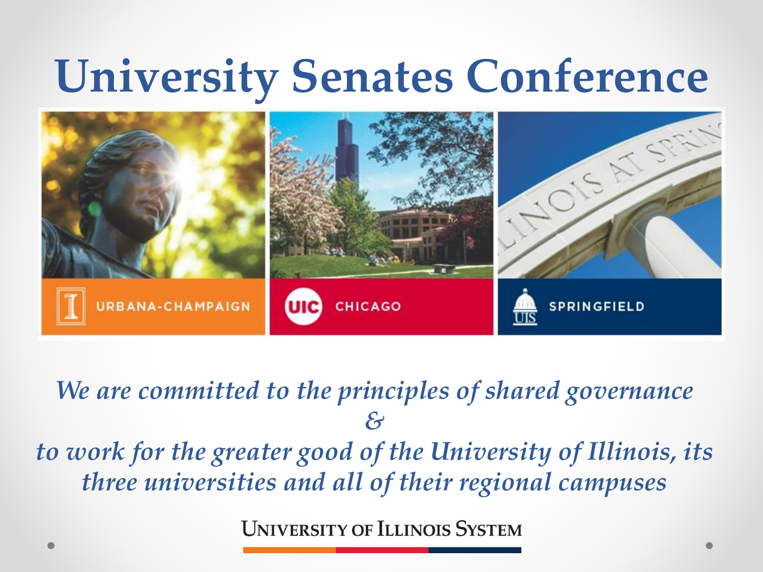# University Senates Conference

URBANA-CHAMPAIGN CHICAGO SPRINGFIELD

*We are committed to the principles of shared governance*

*&*

*to work for the greater good of the University of Illinois, its three universities and all of their regional campuses*

UNIVERSITY OF ILLINOIS SYSTEM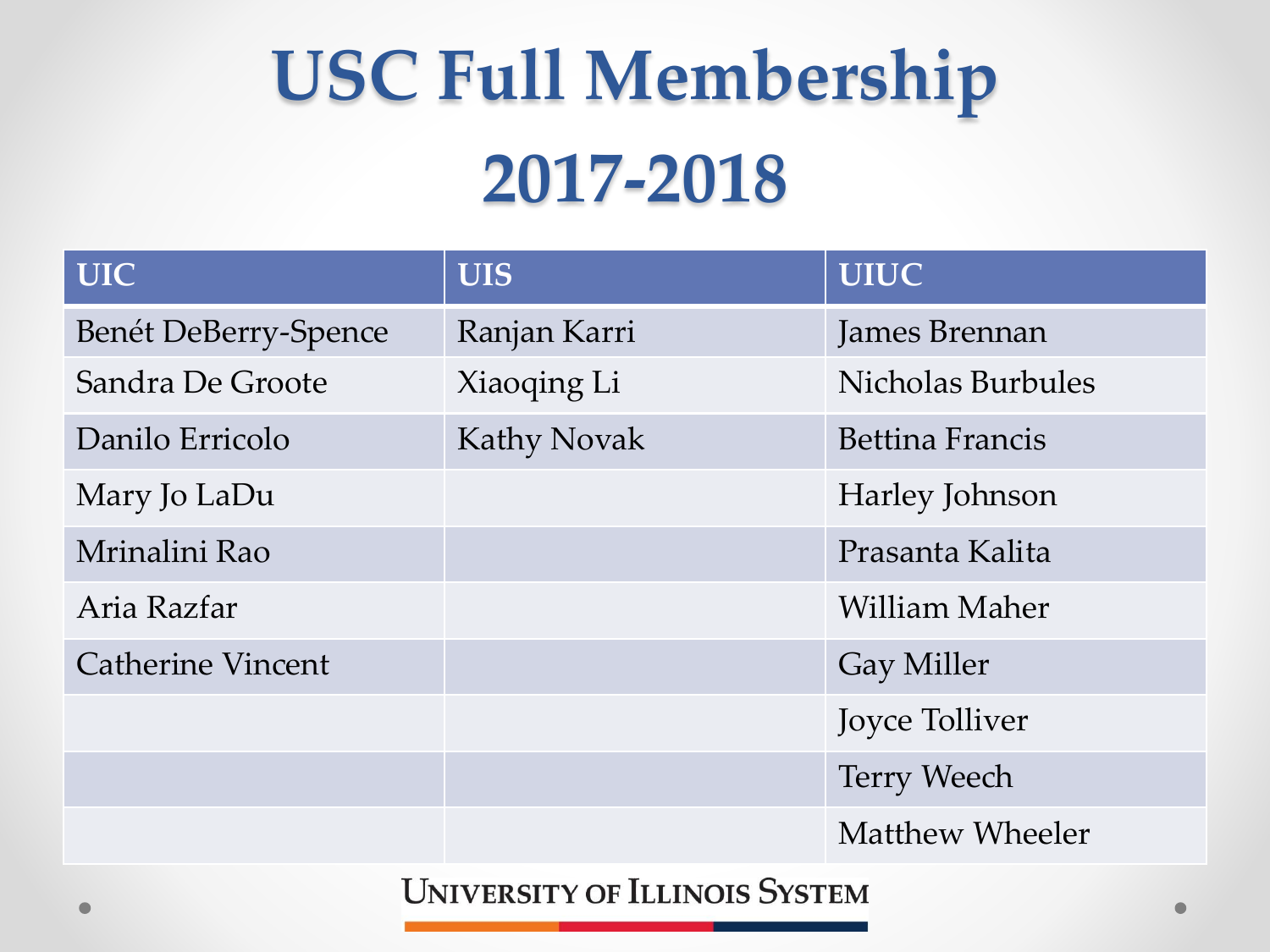# USC Full Membership 2017-2018

| UIC | UIS | UIUC |
| --- | --- | --- |
| Benét DeBerry-Spence | Ranjan Karri | James Brennan |
| Sandra De Groote | Xiaoqing Li | Nicholas Burbules |
| Danilo Erricolo | Kathy Novak | Bettina Francis |
| Mary Jo LaDu | | Harley Johnson |
| Mrinalini Rao | | Prasanta Kalita |
| Aria Razfar | | William Maher |
| Catherine Vincent | | Gay Miller |
| | | Joyce Tolliver |
| | | Terry Weech |
| | | Matthew Wheeler |

UNIVERSITY OF ILLINOIS SYSTEM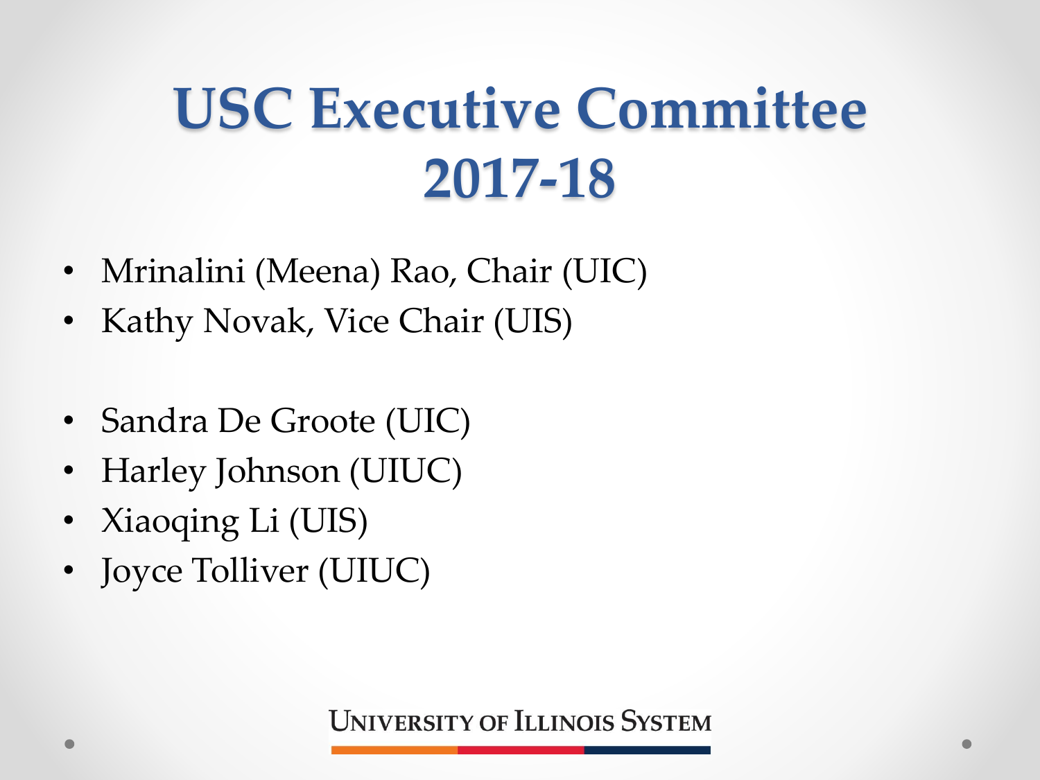# USC Executive Committee 2017-18

- Mrinalini (Meena) Rao, Chair (UIC)
- Kathy Novak, Vice Chair (UIS)

- Sandra De Groote (UIC)
- Harley Johnson (UIUC)
- Xiaoqing Li (UIS)
- Joyce Tolliver (UIUC)

UNIVERSITY OF ILLINOIS SYSTEM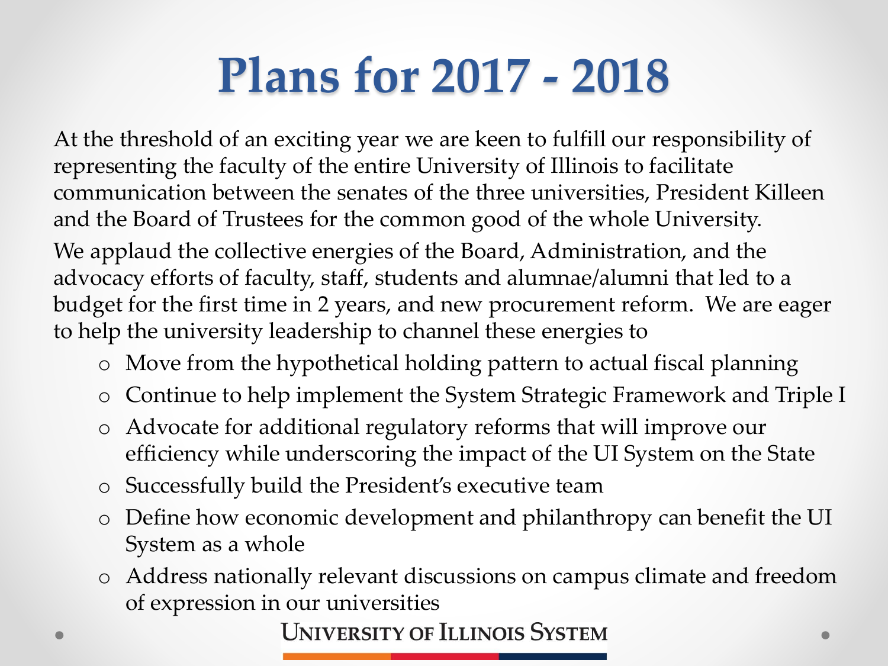# Plans for 2017 - 2018

At the threshold of an exciting year we are keen to fulfill our responsibility of representing the faculty of the entire University of Illinois to facilitate communication between the senates of the three universities, President Killeen and the Board of Trustees for the common good of the whole University.

We applaud the collective energies of the Board, Administration, and the advocacy efforts of faculty, staff, students and alumnae/alumni that led to a budget for the first time in 2 years, and new procurement reform. We are eager to help the university leadership to channel these energies to

- Move from the hypothetical holding pattern to actual fiscal planning
- Continue to help implement the System Strategic Framework and Triple I
- Advocate for additional regulatory reforms that will improve our efficiency while underscoring the impact of the UI System on the State
- Successfully build the President's executive team
- Define how economic development and philanthropy can benefit the UI System as a whole
- Address nationally relevant discussions on campus climate and freedom of expression in our universities

UNIVERSITY OF ILLINOIS SYSTEM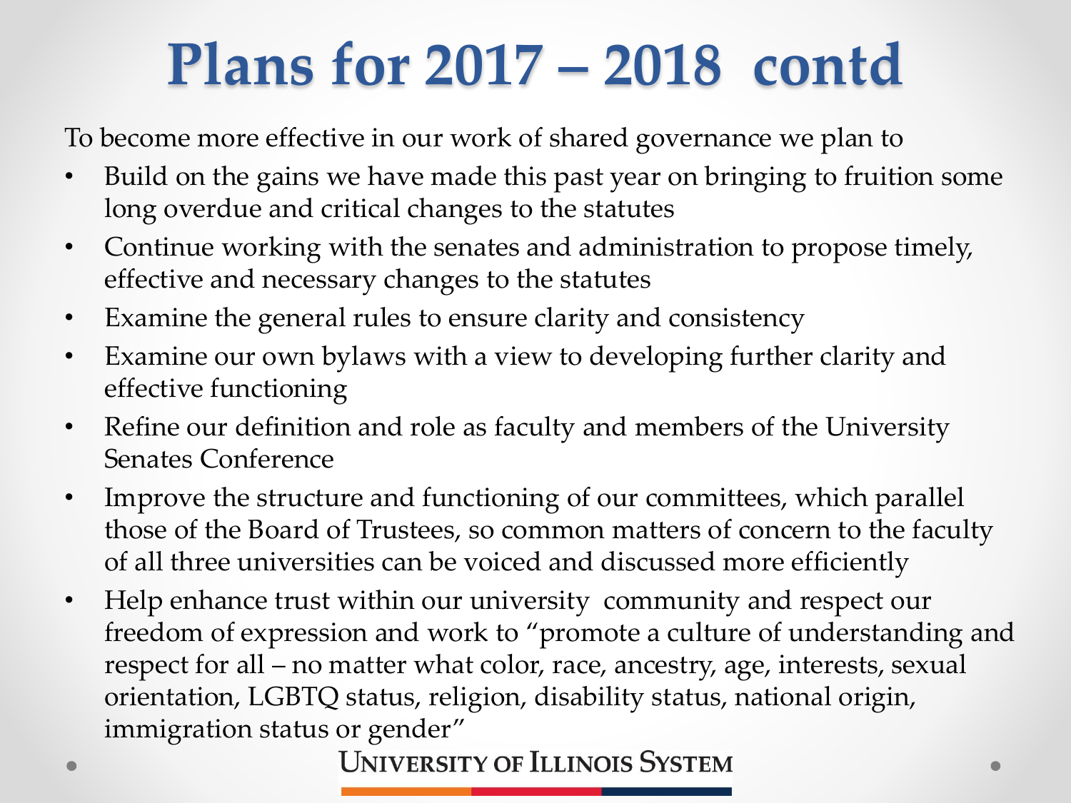# Plans for 2017 – 2018 contd

To become more effective in our work of shared governance we plan to

- Build on the gains we have made this past year on bringing to fruition some long overdue and critical changes to the statutes
- Continue working with the senates and administration to propose timely, effective and necessary changes to the statutes
- Examine the general rules to ensure clarity and consistency
- Examine our own bylaws with a view to developing further clarity and effective functioning
- Refine our definition and role as faculty and members of the University Senates Conference
- Improve the structure and functioning of our committees, which parallel those of the Board of Trustees, so common matters of concern to the faculty of all three universities can be voiced and discussed more efficiently
- Help enhance trust within our university community and respect our freedom of expression and work to "promote a culture of understanding and respect for all – no matter what color, race, ancestry, age, interests, sexual orientation, LGBTQ status, religion, disability status, national origin, immigration status or gender"

University of Illinois System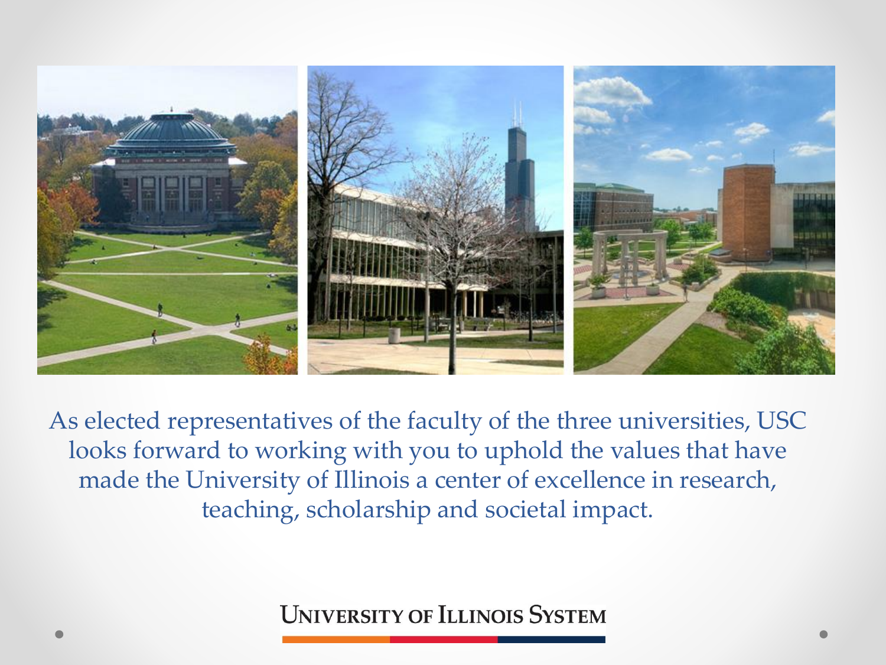As elected representatives of the faculty of the three universities, USC looks forward to working with you to uphold the values that have made the University of Illinois a center of excellence in research, teaching, scholarship and societal impact.

UNIVERSITY OF ILLINOIS SYSTEM